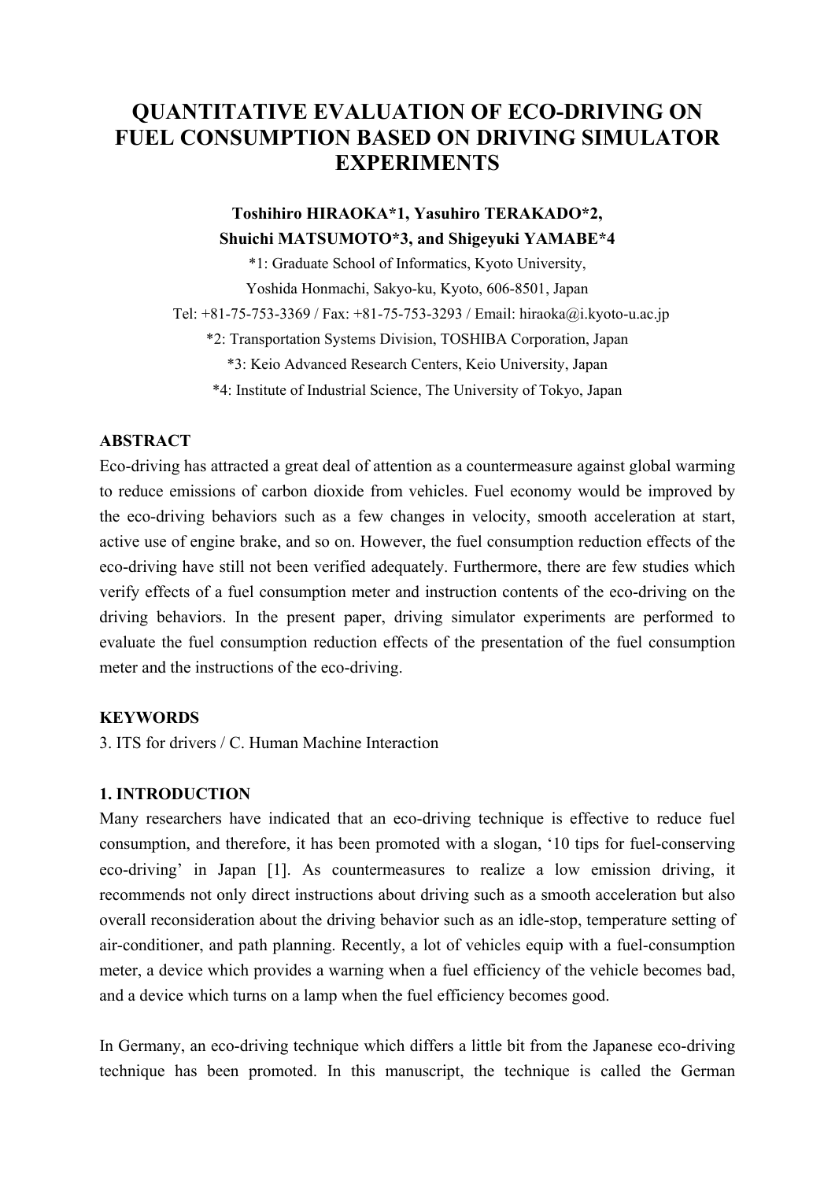# QUANTITATIVE EVALUATION OF ECO-DRIVING ON FUEL CONSUMPTION BASED ON DRIVING SIMULATOR EXPERIMENTS

**Toshihiro HIRAOKA*1, Yasuhiro TERAKADO*2, Shuichi MATSUMOTO*3, and Shigeyuki YAMABE*4**

*1: Graduate School of Informatics, Kyoto University,
Yoshida Honmachi, Sakyo-ku, Kyoto, 606-8501, Japan
Tel: +81-75-753-3369 / Fax: +81-75-753-3293 / Email: hiraoka@i.kyoto-u.ac.jp
*2: Transportation Systems Division, TOSHIBA Corporation, Japan
*3: Keio Advanced Research Centers, Keio University, Japan
*4: Institute of Industrial Science, The University of Tokyo, Japan

**ABSTRACT**

Eco-driving has attracted a great deal of attention as a countermeasure against global warming to reduce emissions of carbon dioxide from vehicles. Fuel economy would be improved by the eco-driving behaviors such as a few changes in velocity, smooth acceleration at start, active use of engine brake, and so on. However, the fuel consumption reduction effects of the eco-driving have still not been verified adequately. Furthermore, there are few studies which verify effects of a fuel consumption meter and instruction contents of the eco-driving on the driving behaviors. In the present paper, driving simulator experiments are performed to evaluate the fuel consumption reduction effects of the presentation of the fuel consumption meter and the instructions of the eco-driving.

**KEYWORDS**

3. ITS for drivers / C. Human Machine Interaction

## 1. INTRODUCTION

Many researchers have indicated that an eco-driving technique is effective to reduce fuel consumption, and therefore, it has been promoted with a slogan, '10 tips for fuel-conserving eco-driving' in Japan [1]. As countermeasures to realize a low emission driving, it recommends not only direct instructions about driving such as a smooth acceleration but also overall reconsideration about the driving behavior such as an idle-stop, temperature setting of air-conditioner, and path planning. Recently, a lot of vehicles equip with a fuel-consumption meter, a device which provides a warning when a fuel efficiency of the vehicle becomes bad, and a device which turns on a lamp when the fuel efficiency becomes good.

In Germany, an eco-driving technique which differs a little bit from the Japanese eco-driving technique has been promoted. In this manuscript, the technique is called the German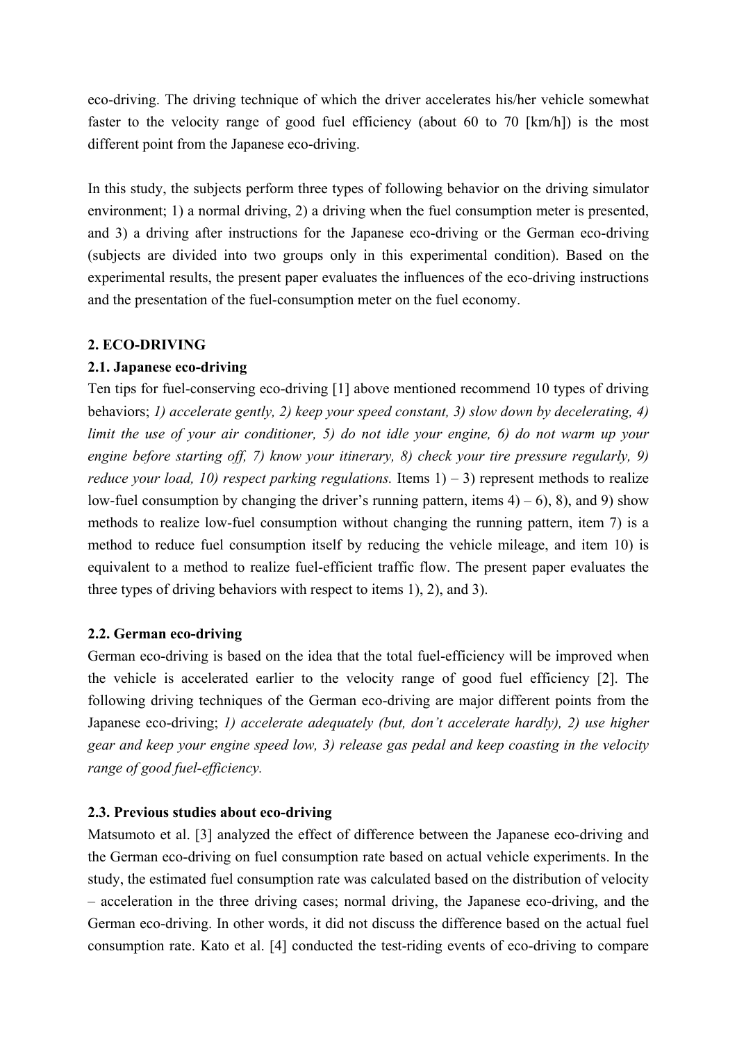eco-driving. The driving technique of which the driver accelerates his/her vehicle somewhat faster to the velocity range of good fuel efficiency (about 60 to 70 [km/h]) is the most different point from the Japanese eco-driving.

In this study, the subjects perform three types of following behavior on the driving simulator environment; 1) a normal driving, 2) a driving when the fuel consumption meter is presented, and 3) a driving after instructions for the Japanese eco-driving or the German eco-driving (subjects are divided into two groups only in this experimental condition). Based on the experimental results, the present paper evaluates the influences of the eco-driving instructions and the presentation of the fuel-consumption meter on the fuel economy.

## 2. ECO-DRIVING

### 2.1. Japanese eco-driving

Ten tips for fuel-conserving eco-driving [1] above mentioned recommend 10 types of driving behaviors; *1) accelerate gently, 2) keep your speed constant, 3) slow down by decelerating, 4) limit the use of your air conditioner, 5) do not idle your engine, 6) do not warm up your engine before starting off, 7) know your itinerary, 8) check your tire pressure regularly, 9) reduce your load, 10) respect parking regulations.* Items 1) – 3) represent methods to realize low-fuel consumption by changing the driver's running pattern, items 4) – 6), 8), and 9) show methods to realize low-fuel consumption without changing the running pattern, item 7) is a method to reduce fuel consumption itself by reducing the vehicle mileage, and item 10) is equivalent to a method to realize fuel-efficient traffic flow. The present paper evaluates the three types of driving behaviors with respect to items 1), 2), and 3).

### 2.2. German eco-driving

German eco-driving is based on the idea that the total fuel-efficiency will be improved when the vehicle is accelerated earlier to the velocity range of good fuel efficiency [2]. The following driving techniques of the German eco-driving are major different points from the Japanese eco-driving; *1) accelerate adequately (but, don't accelerate hardly), 2) use higher gear and keep your engine speed low, 3) release gas pedal and keep coasting in the velocity range of good fuel-efficiency.*

### 2.3. Previous studies about eco-driving

Matsumoto et al. [3] analyzed the effect of difference between the Japanese eco-driving and the German eco-driving on fuel consumption rate based on actual vehicle experiments. In the study, the estimated fuel consumption rate was calculated based on the distribution of velocity – acceleration in the three driving cases; normal driving, the Japanese eco-driving, and the German eco-driving. In other words, it did not discuss the difference based on the actual fuel consumption rate. Kato et al. [4] conducted the test-riding events of eco-driving to compare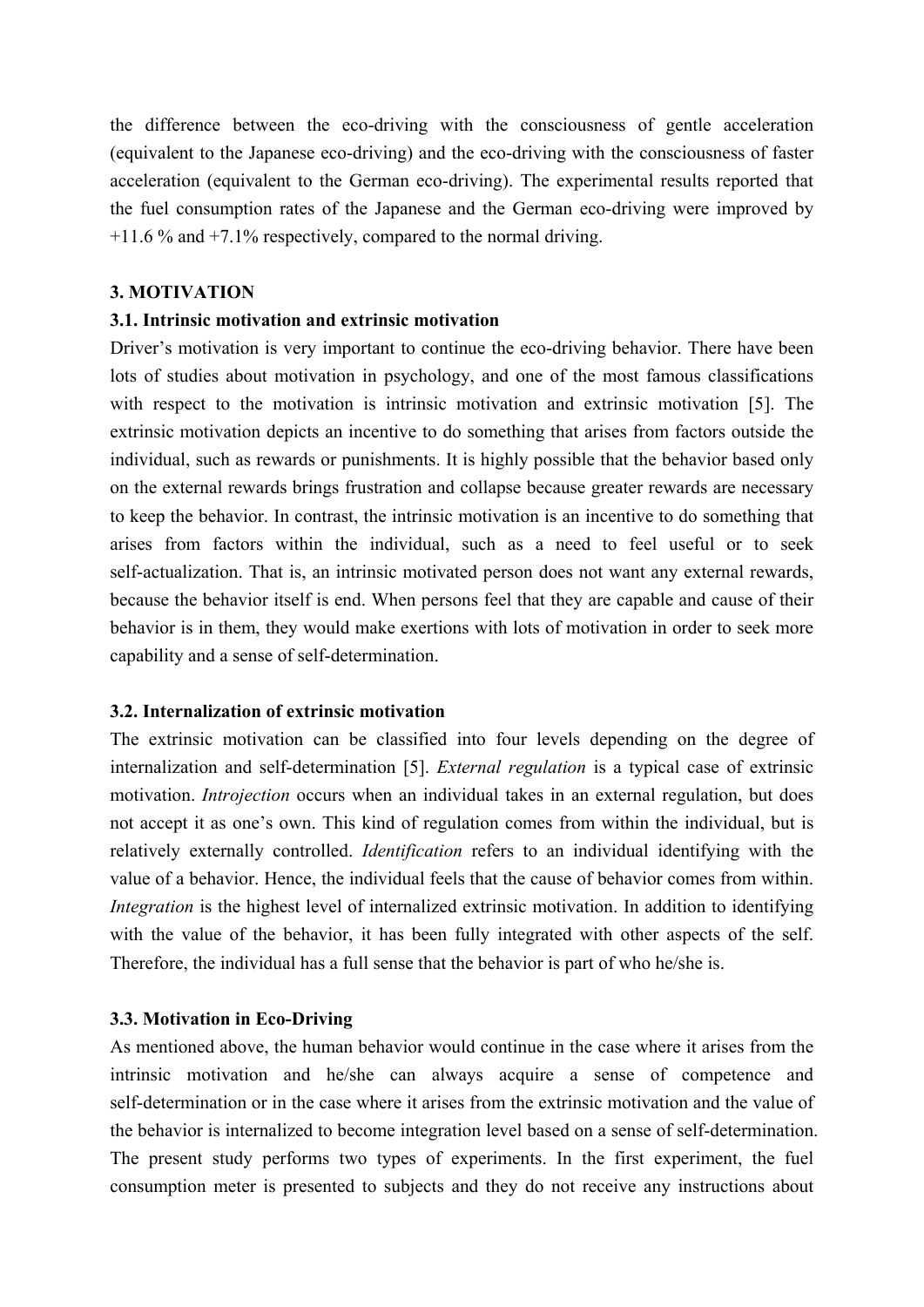the difference between the eco-driving with the consciousness of gentle acceleration (equivalent to the Japanese eco-driving) and the eco-driving with the consciousness of faster acceleration (equivalent to the German eco-driving). The experimental results reported that the fuel consumption rates of the Japanese and the German eco-driving were improved by +11.6 % and +7.1% respectively, compared to the normal driving.

## 3. MOTIVATION

### 3.1. Intrinsic motivation and extrinsic motivation

Driver's motivation is very important to continue the eco-driving behavior. There have been lots of studies about motivation in psychology, and one of the most famous classifications with respect to the motivation is intrinsic motivation and extrinsic motivation [5]. The extrinsic motivation depicts an incentive to do something that arises from factors outside the individual, such as rewards or punishments. It is highly possible that the behavior based only on the external rewards brings frustration and collapse because greater rewards are necessary to keep the behavior. In contrast, the intrinsic motivation is an incentive to do something that arises from factors within the individual, such as a need to feel useful or to seek self-actualization. That is, an intrinsic motivated person does not want any external rewards, because the behavior itself is end. When persons feel that they are capable and cause of their behavior is in them, they would make exertions with lots of motivation in order to seek more capability and a sense of self-determination.

### 3.2. Internalization of extrinsic motivation

The extrinsic motivation can be classified into four levels depending on the degree of internalization and self-determination [5]. *External regulation* is a typical case of extrinsic motivation. *Introjection* occurs when an individual takes in an external regulation, but does not accept it as one's own. This kind of regulation comes from within the individual, but is relatively externally controlled. *Identification* refers to an individual identifying with the value of a behavior. Hence, the individual feels that the cause of behavior comes from within. *Integration* is the highest level of internalized extrinsic motivation. In addition to identifying with the value of the behavior, it has been fully integrated with other aspects of the self. Therefore, the individual has a full sense that the behavior is part of who he/she is.

### 3.3. Motivation in Eco-Driving

As mentioned above, the human behavior would continue in the case where it arises from the intrinsic motivation and he/she can always acquire a sense of competence and self-determination or in the case where it arises from the extrinsic motivation and the value of the behavior is internalized to become integration level based on a sense of self-determination. The present study performs two types of experiments. In the first experiment, the fuel consumption meter is presented to subjects and they do not receive any instructions about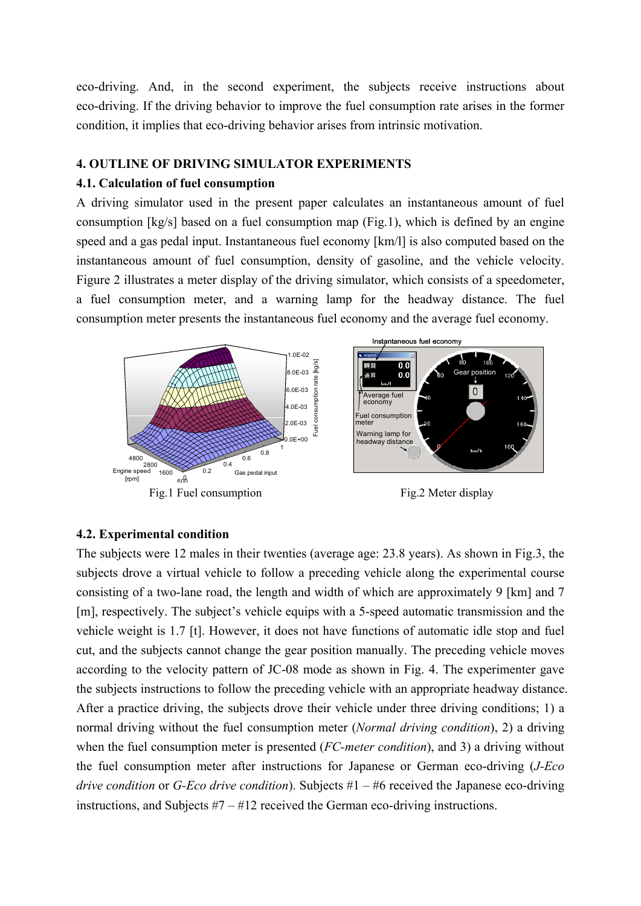eco-driving. And, in the second experiment, the subjects receive instructions about eco-driving. If the driving behavior to improve the fuel consumption rate arises in the former condition, it implies that eco-driving behavior arises from intrinsic motivation.

## 4. OUTLINE OF DRIVING SIMULATOR EXPERIMENTS

### 4.1. Calculation of fuel consumption

A driving simulator used in the present paper calculates an instantaneous amount of fuel consumption [kg/s] based on a fuel consumption map (Fig.1), which is defined by an engine speed and a gas pedal input. Instantaneous fuel economy [km/l] is also computed based on the instantaneous amount of fuel consumption, density of gasoline, and the vehicle velocity. Figure 2 illustrates a meter display of the driving simulator, which consists of a speedometer, a fuel consumption meter, and a warning lamp for the headway distance. The fuel consumption meter presents the instantaneous fuel economy and the average fuel economy.

Fig.1 Fuel consumption

Fig.2 Meter display

### 4.2. Experimental condition

The subjects were 12 males in their twenties (average age: 23.8 years). As shown in Fig.3, the subjects drove a virtual vehicle to follow a preceding vehicle along the experimental course consisting of a two-lane road, the length and width of which are approximately 9 [km] and 7 [m], respectively. The subject's vehicle equips with a 5-speed automatic transmission and the vehicle weight is 1.7 [t]. However, it does not have functions of automatic idle stop and fuel cut, and the subjects cannot change the gear position manually. The preceding vehicle moves according to the velocity pattern of JC-08 mode as shown in Fig. 4. The experimenter gave the subjects instructions to follow the preceding vehicle with an appropriate headway distance. After a practice driving, the subjects drove their vehicle under three driving conditions; 1) a normal driving without the fuel consumption meter (*Normal driving condition*), 2) a driving when the fuel consumption meter is presented (*FC-meter condition*), and 3) a driving without the fuel consumption meter after instructions for Japanese or German eco-driving (*J-Eco drive condition* or *G-Eco drive condition*). Subjects #1 – #6 received the Japanese eco-driving instructions, and Subjects #7 – #12 received the German eco-driving instructions.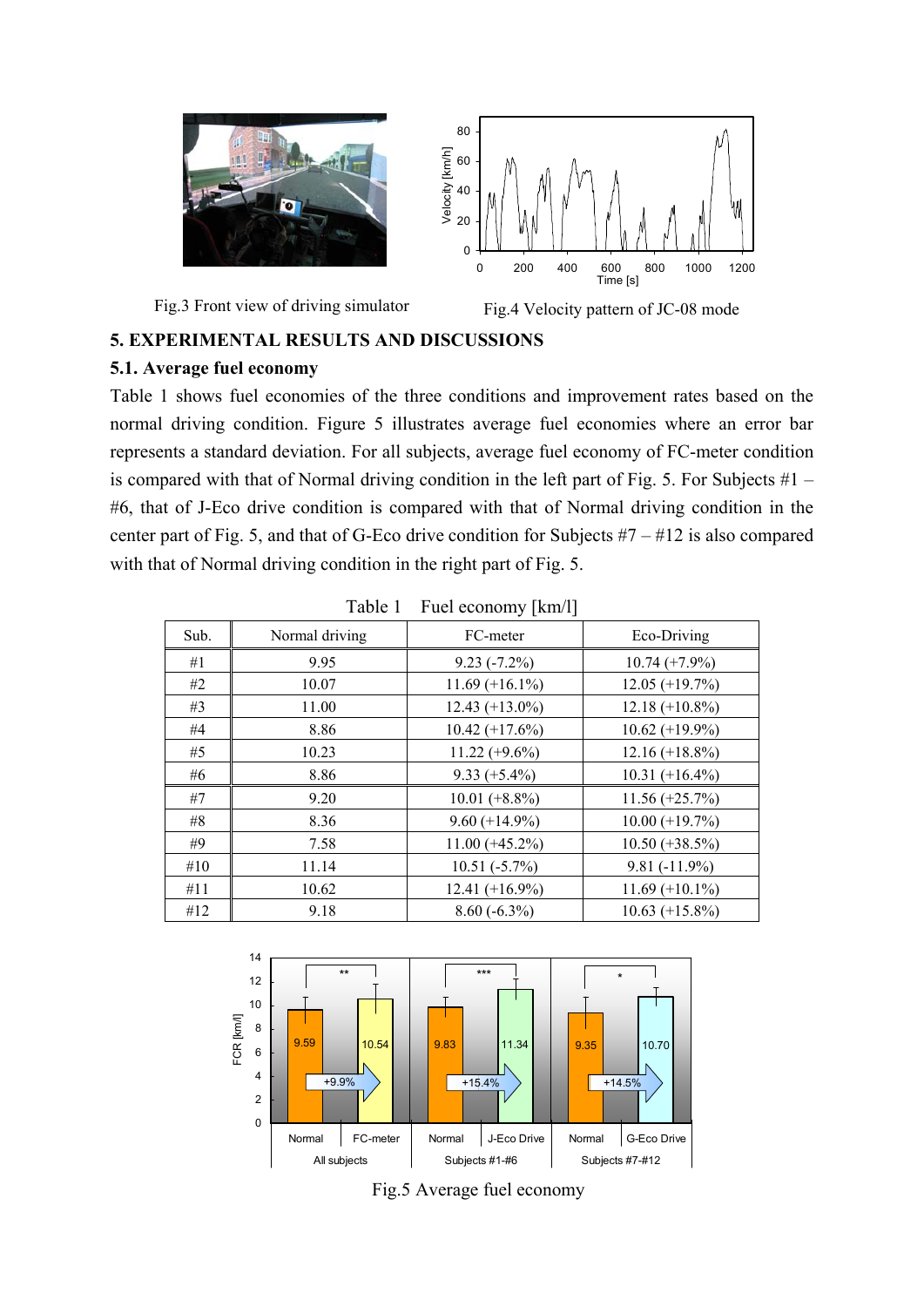Fig.3 Front view of driving simulator

Fig.4 Velocity pattern of JC-08 mode

## 5. EXPERIMENTAL RESULTS AND DISCUSSIONS

### 5.1. Average fuel economy

Table 1 shows fuel economies of the three conditions and improvement rates based on the normal driving condition. Figure 5 illustrates average fuel economies where an error bar represents a standard deviation. For all subjects, average fuel economy of FC-meter condition is compared with that of Normal driving condition in the left part of Fig. 5. For Subjects #1 – #6, that of J-Eco drive condition is compared with that of Normal driving condition in the center part of Fig. 5, and that of G-Eco drive condition for Subjects #7 – #12 is also compared with that of Normal driving condition in the right part of Fig. 5.

Table 1 Fuel economy [km/l]

| Sub. | Normal driving | FC-meter | Eco-Driving |
|---|---|---|---|
| #1 | 9.95 | 9.23 (-7.2%) | 10.74 (+7.9%) |
| #2 | 10.07 | 11.69 (+16.1%) | 12.05 (+19.7%) |
| #3 | 11.00 | 12.43 (+13.0%) | 12.18 (+10.8%) |
| #4 | 8.86 | 10.42 (+17.6%) | 10.62 (+19.9%) |
| #5 | 10.23 | 11.22 (+9.6%) | 12.16 (+18.8%) |
| #6 | 8.86 | 9.33 (+5.4%) | 10.31 (+16.4%) |
| #7 | 9.20 | 10.01 (+8.8%) | 11.56 (+25.7%) |
| #8 | 8.36 | 9.60 (+14.9%) | 10.00 (+19.7%) |
| #9 | 7.58 | 11.00 (+45.2%) | 10.50 (+38.5%) |
| #10 | 11.14 | 10.51 (-5.7%) | 9.81 (-11.9%) |
| #11 | 10.62 | 12.41 (+16.9%) | 11.69 (+10.1%) |
| #12 | 9.18 | 8.60 (-6.3%) | 10.63 (+15.8%) |

Fig.5 Average fuel economy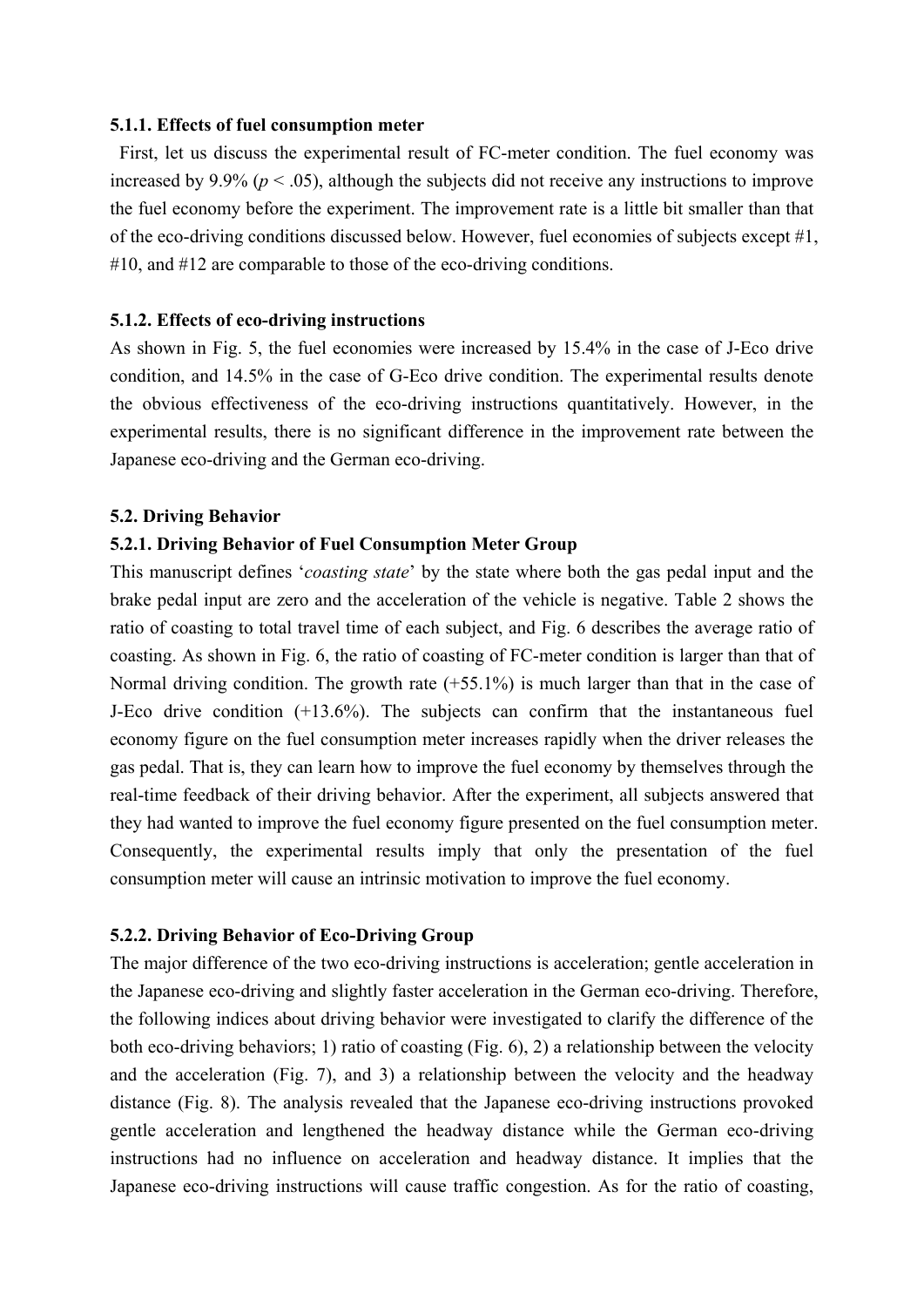#### 5.1.1. Effects of fuel consumption meter

First, let us discuss the experimental result of FC-meter condition. The fuel economy was increased by 9.9% ($p < .05$), although the subjects did not receive any instructions to improve the fuel economy before the experiment. The improvement rate is a little bit smaller than that of the eco-driving conditions discussed below. However, fuel economies of subjects except #1, #10, and #12 are comparable to those of the eco-driving conditions.

#### 5.1.2. Effects of eco-driving instructions

As shown in Fig. 5, the fuel economies were increased by 15.4% in the case of J-Eco drive condition, and 14.5% in the case of G-Eco drive condition. The experimental results denote the obvious effectiveness of the eco-driving instructions quantitatively. However, in the experimental results, there is no significant difference in the improvement rate between the Japanese eco-driving and the German eco-driving.

### 5.2. Driving Behavior

#### 5.2.1. Driving Behavior of Fuel Consumption Meter Group

This manuscript defines '*coasting state*' by the state where both the gas pedal input and the brake pedal input are zero and the acceleration of the vehicle is negative. Table 2 shows the ratio of coasting to total travel time of each subject, and Fig. 6 describes the average ratio of coasting. As shown in Fig. 6, the ratio of coasting of FC-meter condition is larger than that of Normal driving condition. The growth rate (+55.1%) is much larger than that in the case of J-Eco drive condition (+13.6%). The subjects can confirm that the instantaneous fuel economy figure on the fuel consumption meter increases rapidly when the driver releases the gas pedal. That is, they can learn how to improve the fuel economy by themselves through the real-time feedback of their driving behavior. After the experiment, all subjects answered that they had wanted to improve the fuel economy figure presented on the fuel consumption meter. Consequently, the experimental results imply that only the presentation of the fuel consumption meter will cause an intrinsic motivation to improve the fuel economy.

#### 5.2.2. Driving Behavior of Eco-Driving Group

The major difference of the two eco-driving instructions is acceleration; gentle acceleration in the Japanese eco-driving and slightly faster acceleration in the German eco-driving. Therefore, the following indices about driving behavior were investigated to clarify the difference of the both eco-driving behaviors; 1) ratio of coasting (Fig. 6), 2) a relationship between the velocity and the acceleration (Fig. 7), and 3) a relationship between the velocity and the headway distance (Fig. 8). The analysis revealed that the Japanese eco-driving instructions provoked gentle acceleration and lengthened the headway distance while the German eco-driving instructions had no influence on acceleration and headway distance. It implies that the Japanese eco-driving instructions will cause traffic congestion. As for the ratio of coasting,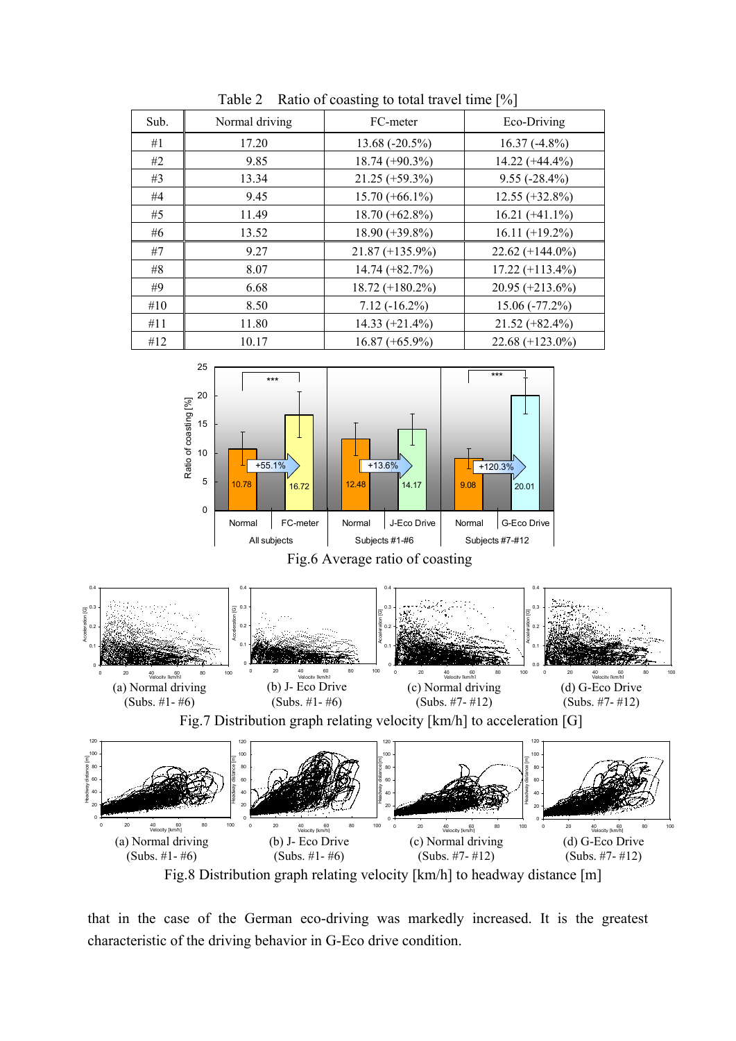Table 2 Ratio of coasting to total travel time [%]

| Sub. | Normal driving | FC-meter | Eco-Driving |
|---|---|---|---|
| #1 | 17.20 | 13.68 (-20.5%) | 16.37 (-4.8%) |
| #2 | 9.85 | 18.74 (+90.3%) | 14.22 (+44.4%) |
| #3 | 13.34 | 21.25 (+59.3%) | 9.55 (-28.4%) |
| #4 | 9.45 | 15.70 (+66.1%) | 12.55 (+32.8%) |
| #5 | 11.49 | 18.70 (+62.8%) | 16.21 (+41.1%) |
| #6 | 13.52 | 18.90 (+39.8%) | 16.11 (+19.2%) |
| #7 | 9.27 | 21.87 (+135.9%) | 22.62 (+144.0%) |
| #8 | 8.07 | 14.74 (+82.7%) | 17.22 (+113.4%) |
| #9 | 6.68 | 18.72 (+180.2%) | 20.95 (+213.6%) |
| #10 | 8.50 | 7.12 (-16.2%) | 15.06 (-77.2%) |
| #11 | 11.80 | 14.33 (+21.4%) | 21.52 (+82.4%) |
| #12 | 10.17 | 16.87 (+65.9%) | 22.68 (+123.0%) |

Fig.6 Average ratio of coasting

(a) Normal driving (Subs. #1- #6)
(b) J- Eco Drive (Subs. #1- #6)
(c) Normal driving (Subs. #7- #12)
(d) G-Eco Drive (Subs. #7- #12)

Fig.7 Distribution graph relating velocity [km/h] to acceleration [G]

(a) Normal driving (Subs. #1- #6)
(b) J- Eco Drive (Subs. #1- #6)
(c) Normal driving (Subs. #7- #12)
(d) G-Eco Drive (Subs. #7- #12)

Fig.8 Distribution graph relating velocity [km/h] to headway distance [m]

that in the case of the German eco-driving was markedly increased. It is the greatest characteristic of the driving behavior in G-Eco drive condition.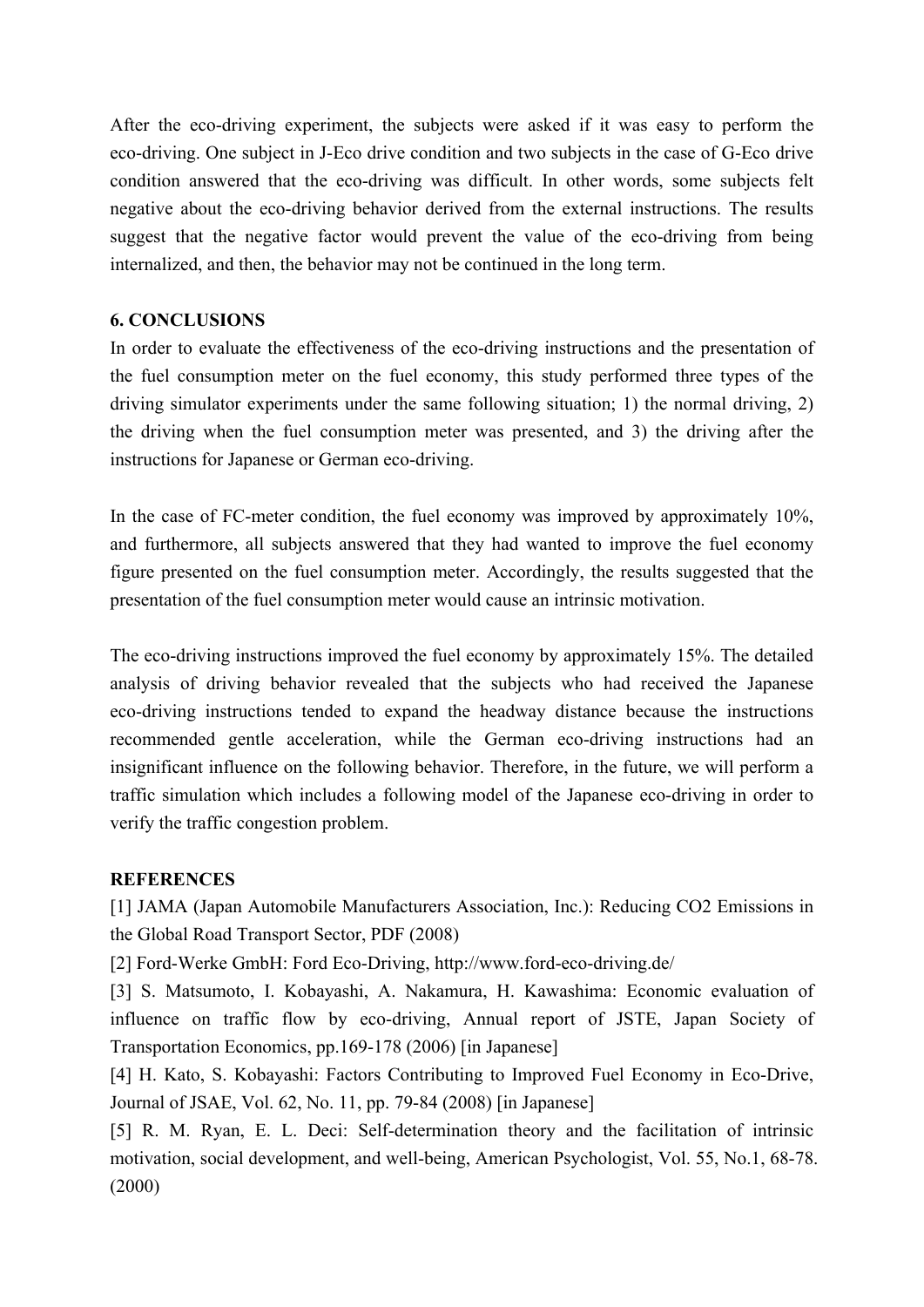After the eco-driving experiment, the subjects were asked if it was easy to perform the eco-driving. One subject in J-Eco drive condition and two subjects in the case of G-Eco drive condition answered that the eco-driving was difficult. In other words, some subjects felt negative about the eco-driving behavior derived from the external instructions. The results suggest that the negative factor would prevent the value of the eco-driving from being internalized, and then, the behavior may not be continued in the long term.

## 6. CONCLUSIONS

In order to evaluate the effectiveness of the eco-driving instructions and the presentation of the fuel consumption meter on the fuel economy, this study performed three types of the driving simulator experiments under the same following situation; 1) the normal driving, 2) the driving when the fuel consumption meter was presented, and 3) the driving after the instructions for Japanese or German eco-driving.

In the case of FC-meter condition, the fuel economy was improved by approximately 10%, and furthermore, all subjects answered that they had wanted to improve the fuel economy figure presented on the fuel consumption meter. Accordingly, the results suggested that the presentation of the fuel consumption meter would cause an intrinsic motivation.

The eco-driving instructions improved the fuel economy by approximately 15%. The detailed analysis of driving behavior revealed that the subjects who had received the Japanese eco-driving instructions tended to expand the headway distance because the instructions recommended gentle acceleration, while the German eco-driving instructions had an insignificant influence on the following behavior. Therefore, in the future, we will perform a traffic simulation which includes a following model of the Japanese eco-driving in order to verify the traffic congestion problem.

## REFERENCES

[1] JAMA (Japan Automobile Manufacturers Association, Inc.): Reducing CO2 Emissions in the Global Road Transport Sector, PDF (2008)

[2] Ford-Werke GmbH: Ford Eco-Driving, http://www.ford-eco-driving.de/

[3] S. Matsumoto, I. Kobayashi, A. Nakamura, H. Kawashima: Economic evaluation of influence on traffic flow by eco-driving, Annual report of JSTE, Japan Society of Transportation Economics, pp.169-178 (2006) [in Japanese]

[4] H. Kato, S. Kobayashi: Factors Contributing to Improved Fuel Economy in Eco-Drive, Journal of JSAE, Vol. 62, No. 11, pp. 79-84 (2008) [in Japanese]

[5] R. M. Ryan, E. L. Deci: Self-determination theory and the facilitation of intrinsic motivation, social development, and well-being, American Psychologist, Vol. 55, No.1, 68-78. (2000)